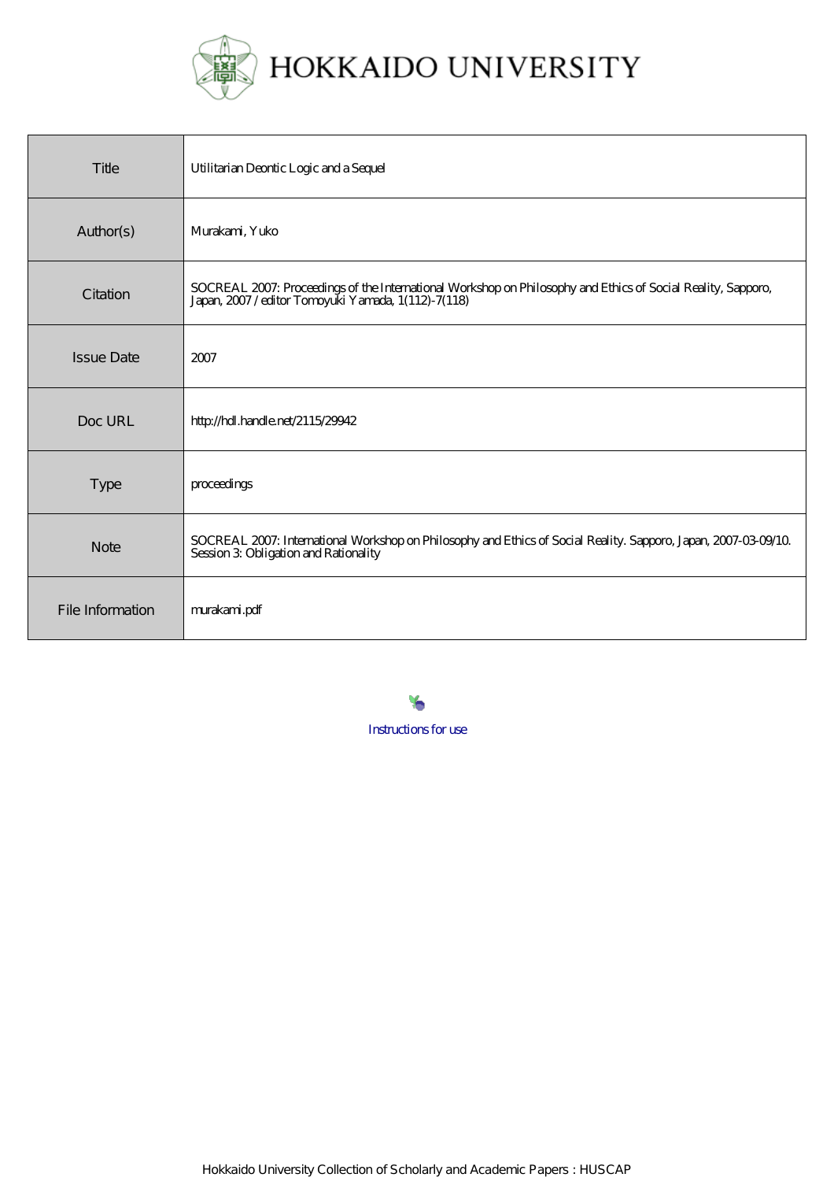# HOKKAIDO UNIVERSITY

| Title | Utilitarian Deontic Logic and a Sequel |
|---|---|
| Author(s) | Murakami, Yuko |
| Citation | SOCREAL 2007: Proceedings of the International Workshop on Philosophy and Ethics of Social Reality, Sapporo, Japan, 2007 / editor Tomoyuki Yamada, 1(112)-7(118) |
| Issue Date | 2007 |
| Doc URL | http://hdl.handle.net/2115/29942 |
| Type | proceedings |
| Note | SOCREAL 2007: International Workshop on Philosophy and Ethics of Social Reality. Sapporo, Japan, 2007-03-09/10. Session 3: Obligation and Rationality |
| File Information | murakami.pdf |

Instructions for use

Hokkaido University Collection of Scholarly and Academic Papers : HUSCAP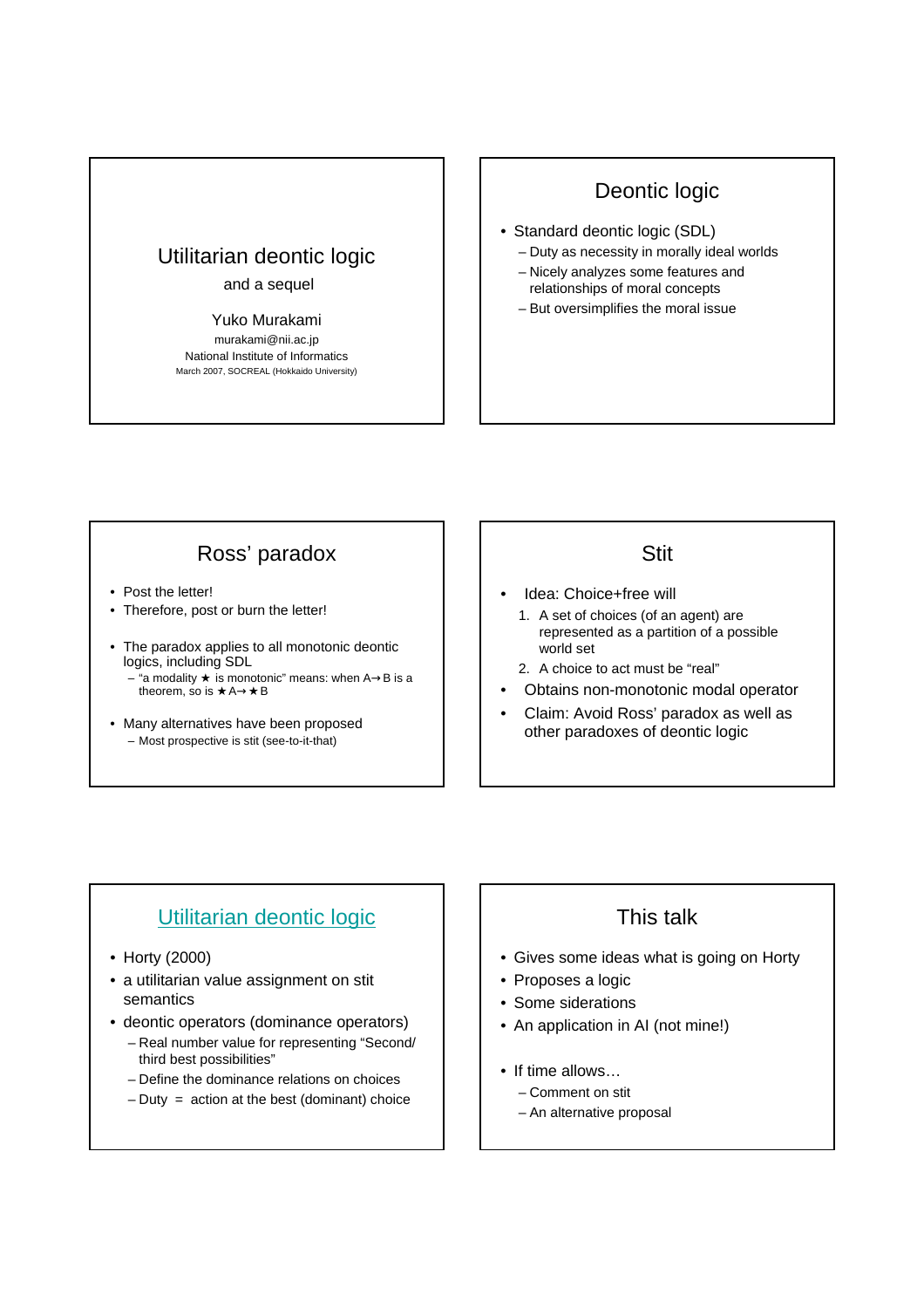# Utilitarian deontic logic

and a sequel

Yuko Murakami

murakami@nii.ac.jp

National Institute of Informatics

March 2007, SOCREAL (Hokkaido University)

## Deontic logic

- Standard deontic logic (SDL)
  - Duty as necessity in morally ideal worlds
  - Nicely analyzes some features and relationships of moral concepts
  - But oversimplifies the moral issue

## Ross' paradox

- Post the letter!
- Therefore, post or burn the letter!
- The paradox applies to all monotonic deontic logics, including SDL
  - "a modality ★ is monotonic" means: when A→B is a theorem, so is ★A→★B
- Many alternatives have been proposed
  - Most prospective is stit (see-to-it-that)

## Stit

- Idea: Choice+free will
  1. A set of choices (of an agent) are represented as a partition of a possible world set
  2. A choice to act must be "real"
- Obtains non-monotonic modal operator
- Claim: Avoid Ross' paradox as well as other paradoxes of deontic logic

## Utilitarian deontic logic

- Horty (2000)
- a utilitarian value assignment on stit semantics
- deontic operators (dominance operators)
  - Real number value for representing "Second/ third best possibilities"
  - Define the dominance relations on choices
  - Duty = action at the best (dominant) choice

## This talk

- Gives some ideas what is going on Horty
- Proposes a logic
- Some siderations
- An application in AI (not mine!)
- If time allows…
  - Comment on stit
  - An alternative proposal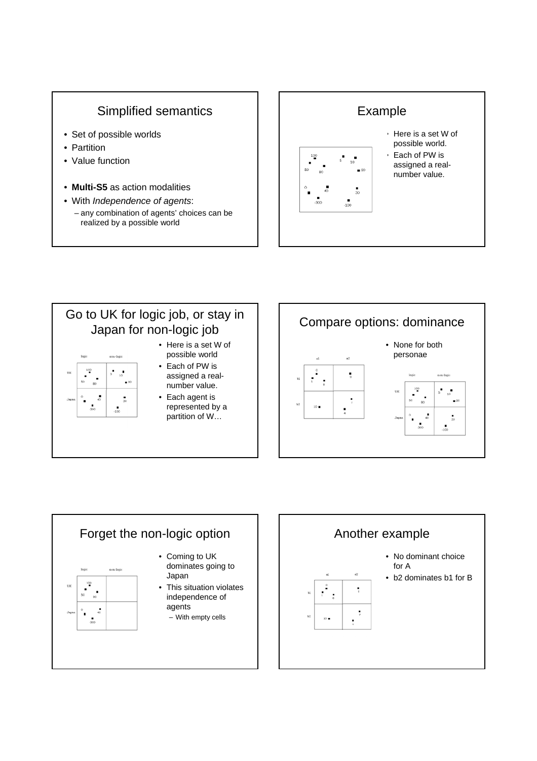## Simplified semantics

- Set of possible worlds
- Partition
- Value function
- **Multi-S5** as action modalities
- With *Independence of agents*:
  - any combination of agents' choices can be realized by a possible world

## Example

- Here is a set W of possible world.
- Each of PW is assigned a real-number value.

## Go to UK for logic job, or stay in Japan for non-logic job

- Here is a set W of possible world
- Each of PW is assigned a real-number value.
- Each agent is represented by a partition of W…

## Compare options: dominance

- None for both personae

## Forget the non-logic option

- Coming to UK dominates going to Japan
- This situation violates independence of agents
  - With empty cells

## Another example

- No dominant choice for A
- b2 dominates b1 for B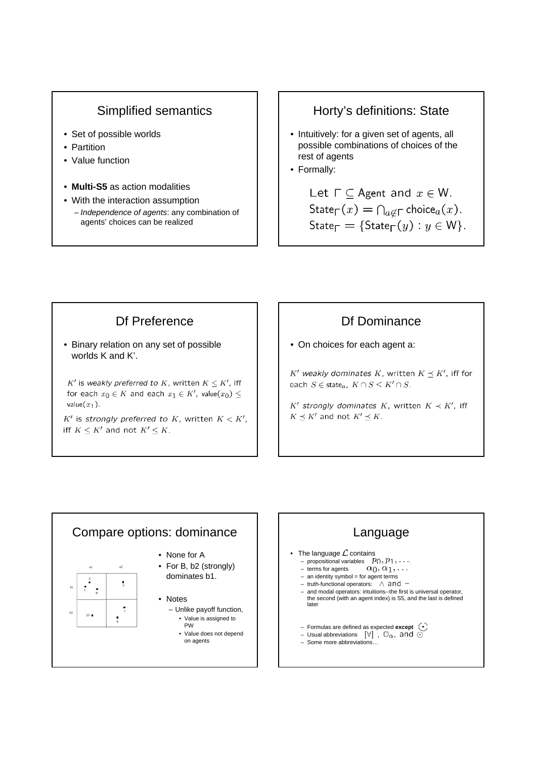## Simplified semantics

- Set of possible worlds
- Partition
- Value function

- **Multi-S5** as action modalities
- With the interaction assumption
  - *Independence of agents*: any combination of agents' choices can be realized

## Horty's definitions: State

- Intuitively: for a given set of agents, all possible combinations of choices of the rest of agents
- Formally:

Let $\Gamma \subseteq \mathsf{Agent}$ and $x \in \mathsf{W}$.
$\mathsf{State}_\Gamma(x) = \bigcap_{a \notin \Gamma} \mathsf{choice}_a(x)$.
$\mathsf{State}_\Gamma = \{\mathsf{State}_\Gamma(y) : y \in \mathsf{W}\}$.

## Df Preference

- Binary relation on any set of possible worlds K and K'.

$K'$ is *weakly preferred to* $K$, written $K \leq K'$, iff for each $x_0 \in K$ and each $x_1 \in K'$, $\mathsf{value}(x_0) \leq \mathsf{value}(x_1)$.

$K'$ is *strongly preferred to* $K$, written $K < K'$, iff $K \leq K'$ and not $K' \leq K$.

## Df Dominance

- On choices for each agent a:

$K'$ *weakly dominates* $K$, written $K \preceq K'$, iff for each $S \in \mathsf{state}_a$, $K \cap S < K' \cap S$.

$K'$ *strongly dominates* $K$, written $K \prec K'$, iff $K \preceq K'$ and not $K' \preceq K$.

## Compare options: dominance

|  | a1 | a2 |
|---|---|---|
| b1 | 9, 1, 8 | 2 |
| b2 | 10 | 7, 4 |

- None for A
- For B, b2 (strongly) dominates b1.

- Notes
  - Unlike payoff function,
    - Value is assigned to PW
    - Value does not depend on agents

## Language

- The language $\mathcal{L}$ contains
  - propositional variables $p_0, p_1, \ldots$
  - terms for agents $\alpha_0, \alpha_1, \ldots$
  - an identity symbol = for agent terms
  - truth-functional operators: $\wedge$ and $-$
  - and modal operators: intuitions--the first is universal operator, the second (with an agent index) is S5, and the last is defined later

  - Formulas are defined as expected **except** $\odot$
  - Usual abbreviations $[\forall]$, $\Box_\alpha$, and $\odot$
  - Some more abbreviations…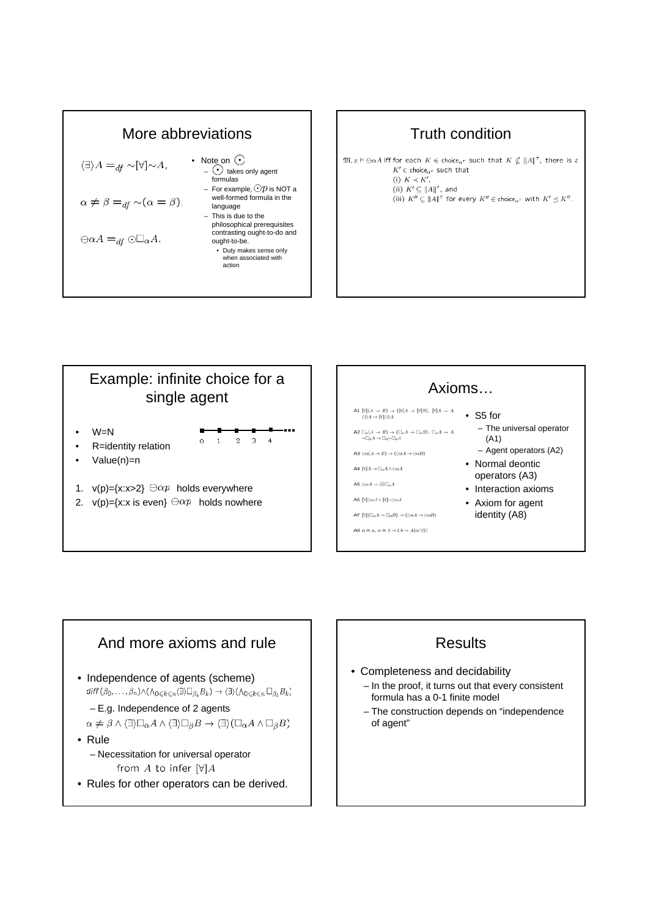## More abbreviations

$\langle\exists\rangle A =_{df} \sim[\forall]\sim A,$

$\alpha \neq \beta =_{df} \sim(\alpha = \beta),$

$\ominus\alpha A =_{df} \odot\Box_\alpha A.$

- Note on $\odot$
  - $\odot$ takes only agent formulas
  - For example, $\odot p$ is NOT a well-formed formula in the language
  - This is due to the philosophical prerequisites contrasting ought-to-do and ought-to-be.
    - Duty makes sense only when associated with action

## Truth condition

$\mathfrak{M}, x \models \ominus\alpha A$ iff for each $K \in \text{choice}_{\alpha^\tau}$ such that $K \not\subseteq \|A\|^\tau$, there is a $K' \in \text{choice}_{\alpha^\tau}$ such that

(i) $K \prec K'$,

(ii) $K' \subseteq \|A\|^\tau$, and

(iii) $K'' \subseteq \|A\|^\tau$ for every $K'' \in \text{choice}_{\alpha^\tau}$ with $K' \preceq K''$.

## Example: infinite choice for a single agent

- W=N
- R=identity relation
- Value(n)=n

0 1 2 3 4 ...

1. v(p)={x:x>2} $\ominus\alpha p$ holds everywhere
2. v(p)={x:x is even} $\ominus\alpha p$ holds nowhere

## Axioms…

A1 $[\forall](A \to B) \to ([\forall]A \to [\forall]B)$, $[\forall]A \to A$, $\langle\exists\rangle A \to [\forall]\langle\exists\rangle A$

A2 $\Box_\alpha(A \to B) \to (\Box_\alpha A \to \Box_\alpha B)$, $\Box_\alpha A \to A$, $\sim\Box_\alpha A \to \Box_\alpha\sim\Box_\alpha A$

A3 $\ominus\alpha(A \to B) \to (\ominus\alpha A \to \ominus\alpha B)$

A4 $[\forall]A \to \Box_\alpha A \wedge \ominus\alpha A$

A5 $\ominus\alpha A \to \langle\exists\rangle\Box_\alpha A$

A6 $[\forall]\ominus\alpha A \vee [\forall]\sim\ominus\alpha A$

A7 $[\forall](\Box_\alpha A \to \Box_\alpha B) \to (\ominus\alpha A \to \ominus\alpha B)$

A8 $\alpha = \alpha$, $\alpha = \beta \to (A \to A(\alpha/\beta))$

- S5 for
  - The universal operator (A1)
  - Agent operators (A2)
- Normal deontic operators (A3)
- Interaction axioms
- Axiom for agent identity (A8)

## And more axioms and rule

- Independence of agents (scheme)

  $diff(\beta_0, \ldots, \beta_n) \wedge (\bigwedge_{0 \leqslant k \leqslant n} \langle\exists\rangle\Box_{\beta_k} B_k) \to \langle\exists\rangle(\bigwedge_{0 \leqslant k \leqslant n} \Box_{\beta_k} B_k)$
  - E.g. Independence of 2 agents

  $\alpha \neq \beta \wedge \langle\exists\rangle\Box_\alpha A \wedge \langle\exists\rangle\Box_\beta B \to \langle\exists\rangle(\Box_\alpha A \wedge \Box_\beta B)$
- Rule
  - Necessitation for universal operator

    from $A$ to infer $[\forall]A$
- Rules for other operators can be derived.

## Results

- Completeness and decidability
  - In the proof, it turns out that every consistent formula has a 0-1 finite model
  - The construction depends on "independence of agent"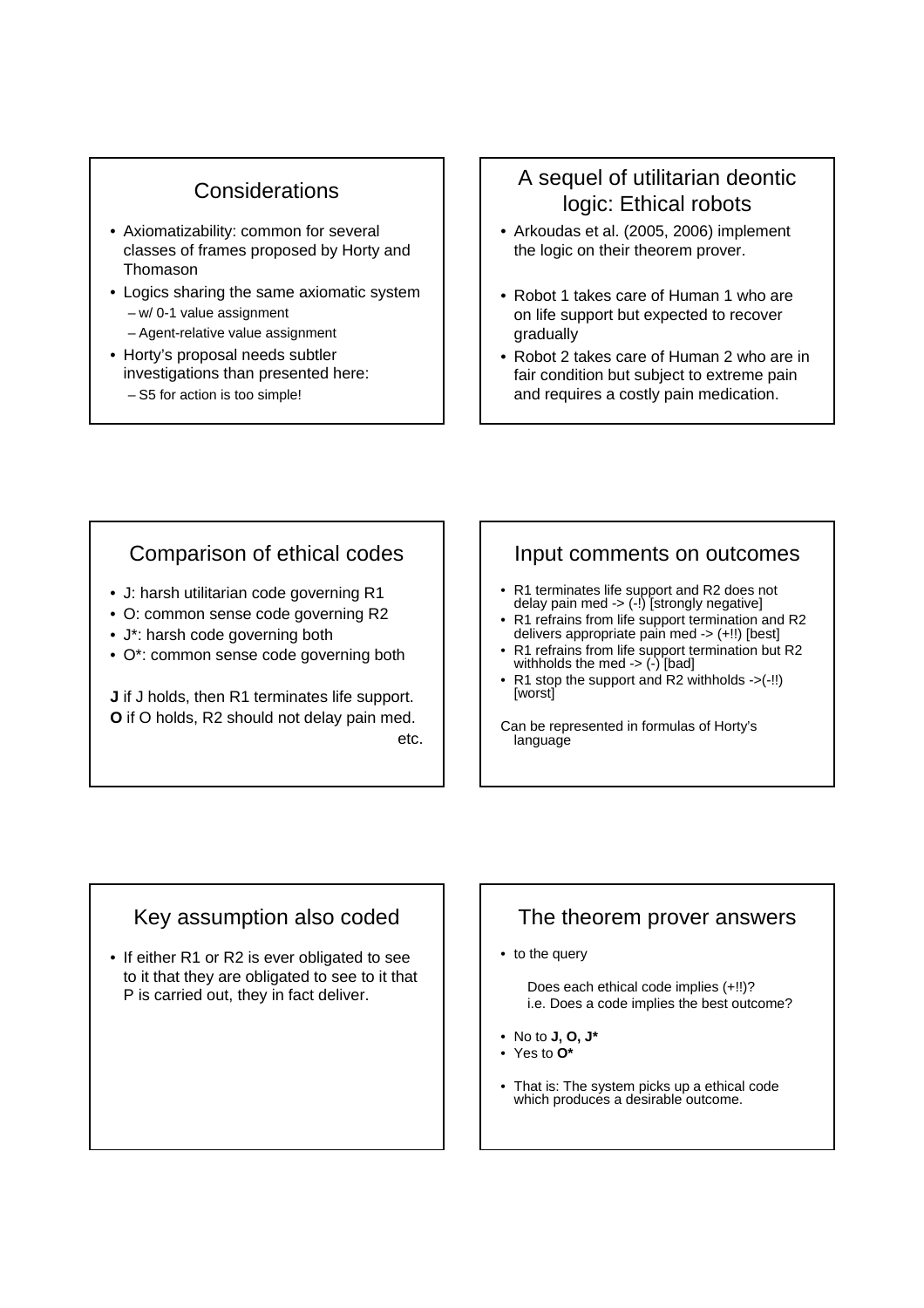## Considerations

- Axiomatizability: common for several classes of frames proposed by Horty and Thomason
- Logics sharing the same axiomatic system
  - w/ 0-1 value assignment
  - Agent-relative value assignment
- Horty's proposal needs subtler investigations than presented here:
  - S5 for action is too simple!

## A sequel of utilitarian deontic logic: Ethical robots

- Arkoudas et al. (2005, 2006) implement the logic on their theorem prover.
- Robot 1 takes care of Human 1 who are on life support but expected to recover gradually
- Robot 2 takes care of Human 2 who are in fair condition but subject to extreme pain and requires a costly pain medication.

## Comparison of ethical codes

- J: harsh utilitarian code governing R1
- O: common sense code governing R2
- J*: harsh code governing both
- O*: common sense code governing both

**J** if J holds, then R1 terminates life support.
**O** if O holds, R2 should not delay pain med.
etc.

## Input comments on outcomes

- R1 terminates life support and R2 does not delay pain med -> (-!) [strongly negative]
- R1 refrains from life support termination and R2 delivers appropriate pain med -> (+!!) [best]
- R1 refrains from life support termination but R2 withholds the med -> (-) [bad]
- R1 stop the support and R2 withholds ->(-!!) [worst]

Can be represented in formulas of Horty's language

## Key assumption also coded

- If either R1 or R2 is ever obligated to see to it that they are obligated to see to it that P is carried out, they in fact deliver.

## The theorem prover answers

- to the query

  Does each ethical code implies (+!!)?
  i.e. Does a code implies the best outcome?

- No to **J, O, J***
- Yes to **O***

- That is: The system picks up a ethical code which produces a desirable outcome.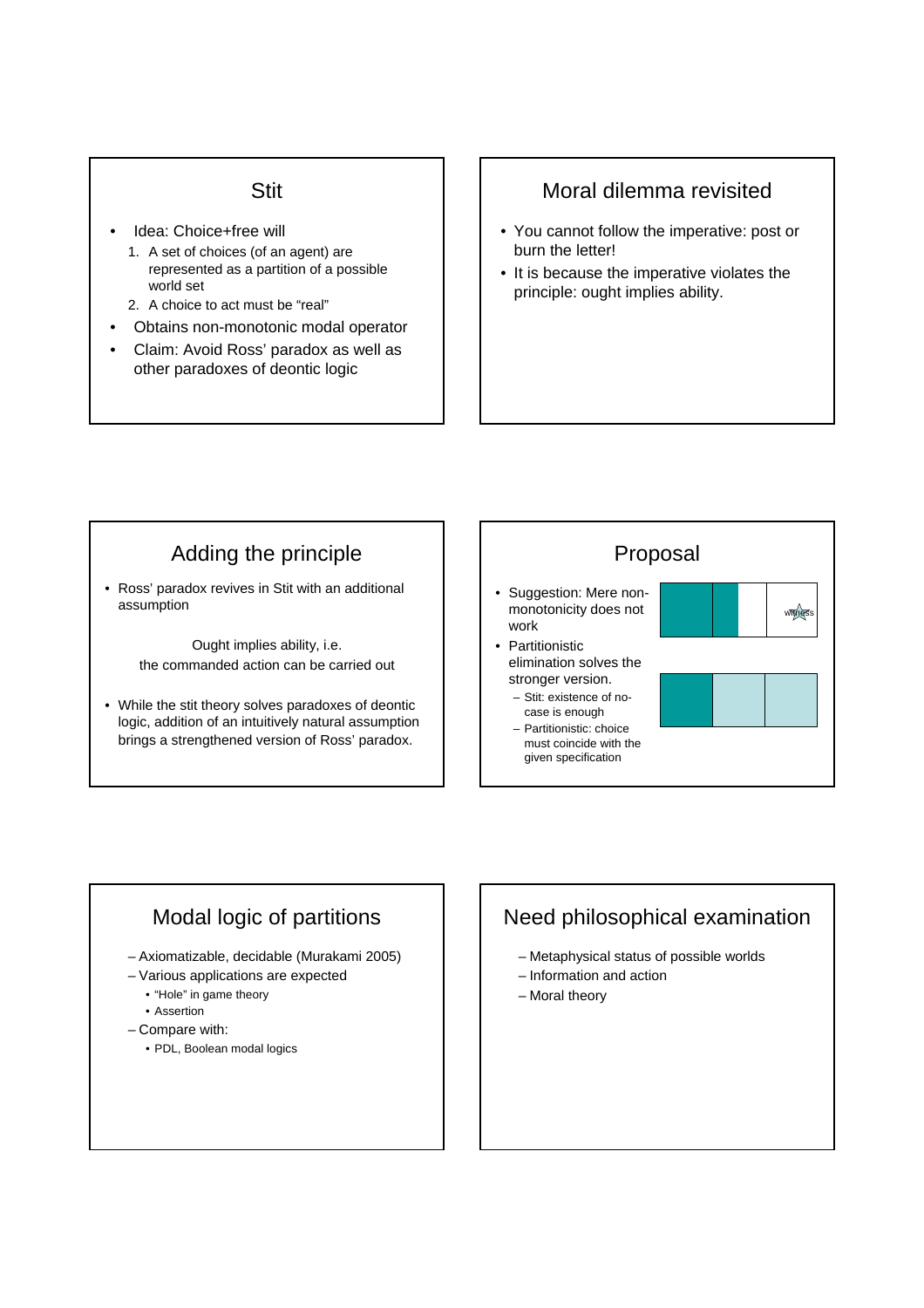## Stit

- Idea: Choice+free will
  1. A set of choices (of an agent) are represented as a partition of a possible world set
  2. A choice to act must be "real"
- Obtains non-monotonic modal operator
- Claim: Avoid Ross' paradox as well as other paradoxes of deontic logic

## Moral dilemma revisited

- You cannot follow the imperative: post or burn the letter!
- It is because the imperative violates the principle: ought implies ability.

## Adding the principle

- Ross' paradox revives in Stit with an additional assumption

Ought implies ability, i.e.
the commanded action can be carried out

- While the stit theory solves paradoxes of deontic logic, addition of an intuitively natural assumption brings a strengthened version of Ross' paradox.

## Proposal

- Suggestion: Mere non-monotonicity does not work
- Partitionistic elimination solves the stronger version.
  - Stit: existence of no-case is enough
  - Partitionistic: choice must coincide with the given specification

witness

## Modal logic of partitions

- Axiomatizable, decidable (Murakami 2005)
- Various applications are expected
  - "Hole" in game theory
  - Assertion
- Compare with:
  - PDL, Boolean modal logics

## Need philosophical examination

- Metaphysical status of possible worlds
- Information and action
- Moral theory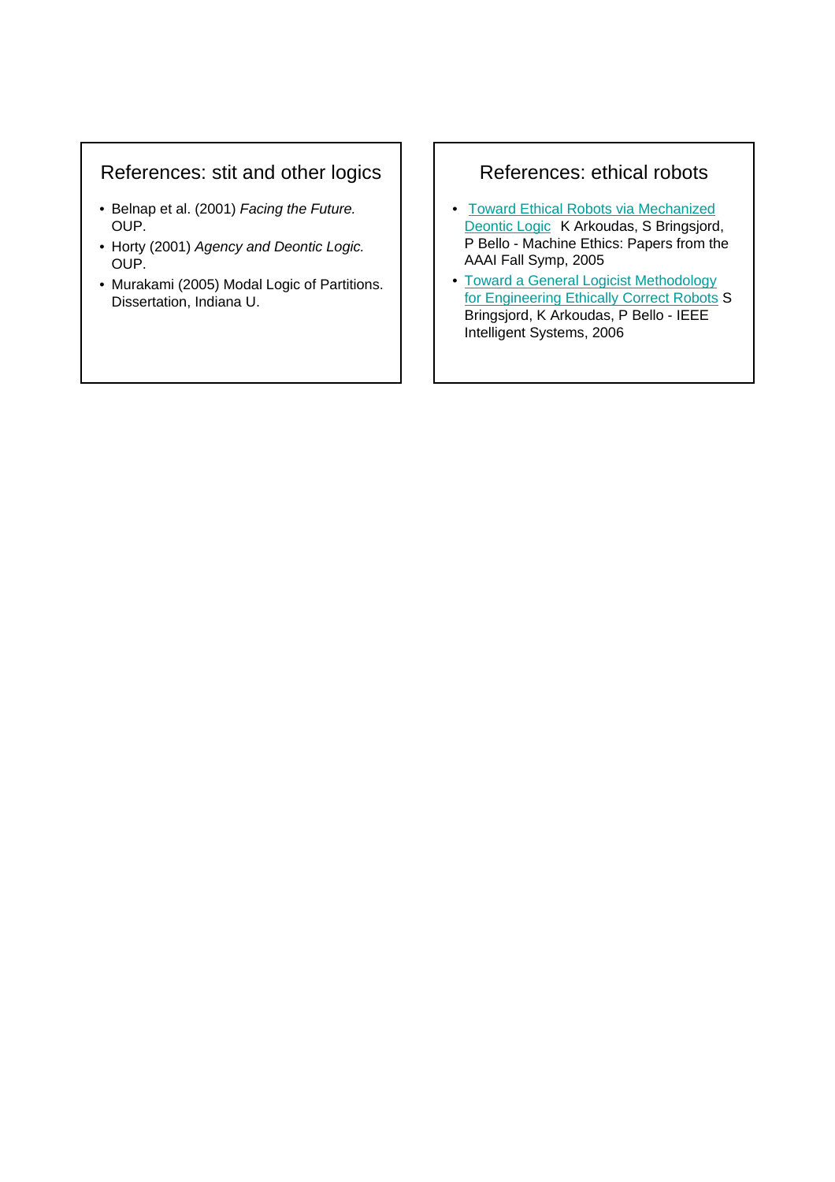## References: stit and other logics

- Belnap et al. (2001) *Facing the Future.* OUP.
- Horty (2001) *Agency and Deontic Logic.* OUP.
- Murakami (2005) Modal Logic of Partitions. Dissertation, Indiana U.

## References: ethical robots

- Toward Ethical Robots via Mechanized Deontic Logic K Arkoudas, S Bringsjord, P Bello - Machine Ethics: Papers from the AAAI Fall Symp, 2005
- Toward a General Logicist Methodology for Engineering Ethically Correct Robots S Bringsjord, K Arkoudas, P Bello - IEEE Intelligent Systems, 2006